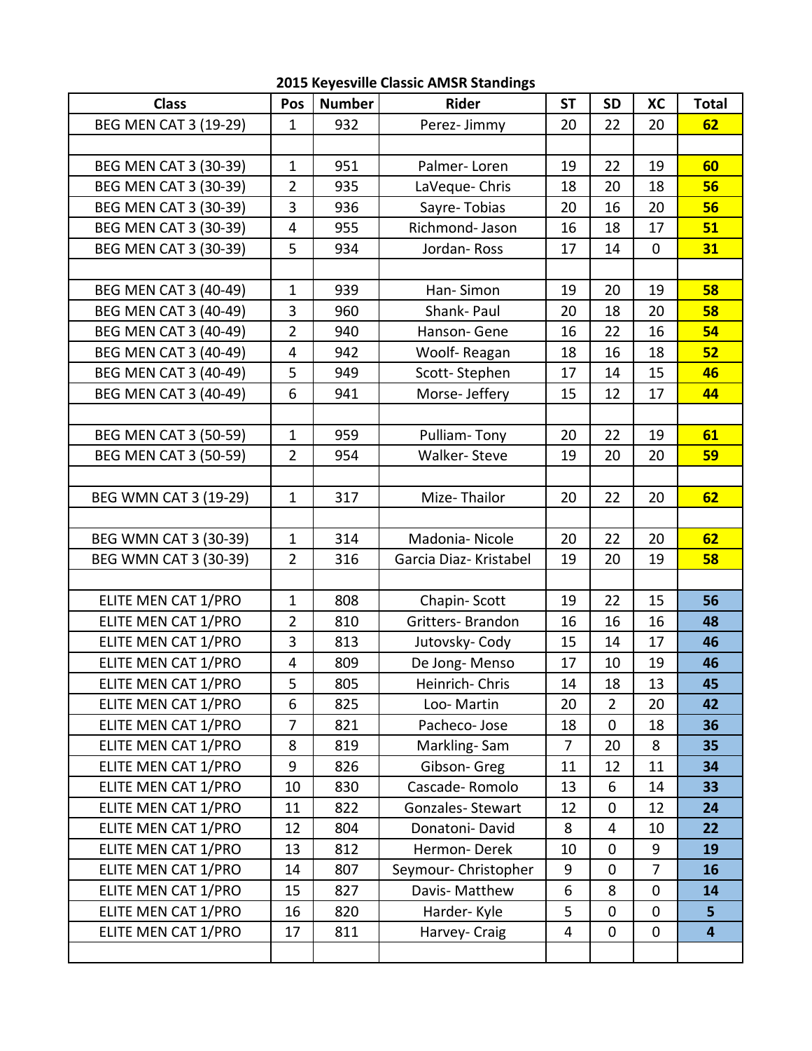# 2015 Keyesville Classic AMSR Standings

| Class | Pos | Number | Rider | ST | SD | XC | Total |
|---|---|---|---|---|---|---|---|
| BEG MEN CAT 3 (19-29) | 1 | 932 | Perez- Jimmy | 20 | 22 | 20 | **62** |
| | | | | | | | |
| BEG MEN CAT 3 (30-39) | 1 | 951 | Palmer- Loren | 19 | 22 | 19 | **60** |
| BEG MEN CAT 3 (30-39) | 2 | 935 | LaVeque- Chris | 18 | 20 | 18 | **56** |
| BEG MEN CAT 3 (30-39) | 3 | 936 | Sayre- Tobias | 20 | 16 | 20 | **56** |
| BEG MEN CAT 3 (30-39) | 4 | 955 | Richmond- Jason | 16 | 18 | 17 | **51** |
| BEG MEN CAT 3 (30-39) | 5 | 934 | Jordan- Ross | 17 | 14 | 0 | **31** |
| | | | | | | | |
| BEG MEN CAT 3 (40-49) | 1 | 939 | Han- Simon | 19 | 20 | 19 | **58** |
| BEG MEN CAT 3 (40-49) | 3 | 960 | Shank- Paul | 20 | 18 | 20 | **58** |
| BEG MEN CAT 3 (40-49) | 2 | 940 | Hanson- Gene | 16 | 22 | 16 | **54** |
| BEG MEN CAT 3 (40-49) | 4 | 942 | Woolf- Reagan | 18 | 16 | 18 | **52** |
| BEG MEN CAT 3 (40-49) | 5 | 949 | Scott- Stephen | 17 | 14 | 15 | **46** |
| BEG MEN CAT 3 (40-49) | 6 | 941 | Morse- Jeffery | 15 | 12 | 17 | **44** |
| | | | | | | | |
| BEG MEN CAT 3 (50-59) | 1 | 959 | Pulliam- Tony | 20 | 22 | 19 | **61** |
| BEG MEN CAT 3 (50-59) | 2 | 954 | Walker- Steve | 19 | 20 | 20 | **59** |
| | | | | | | | |
| BEG WMN CAT 3 (19-29) | 1 | 317 | Mize- Thailor | 20 | 22 | 20 | **62** |
| | | | | | | | |
| BEG WMN CAT 3 (30-39) | 1 | 314 | Madonia- Nicole | 20 | 22 | 20 | **62** |
| BEG WMN CAT 3 (30-39) | 2 | 316 | Garcia Diaz- Kristabel | 19 | 20 | 19 | **58** |
| | | | | | | | |
| ELITE MEN CAT 1/PRO | 1 | 808 | Chapin- Scott | 19 | 22 | 15 | **56** |
| ELITE MEN CAT 1/PRO | 2 | 810 | Gritters- Brandon | 16 | 16 | 16 | **48** |
| ELITE MEN CAT 1/PRO | 3 | 813 | Jutovsky- Cody | 15 | 14 | 17 | **46** |
| ELITE MEN CAT 1/PRO | 4 | 809 | De Jong- Menso | 17 | 10 | 19 | **46** |
| ELITE MEN CAT 1/PRO | 5 | 805 | Heinrich- Chris | 14 | 18 | 13 | **45** |
| ELITE MEN CAT 1/PRO | 6 | 825 | Loo- Martin | 20 | 2 | 20 | **42** |
| ELITE MEN CAT 1/PRO | 7 | 821 | Pacheco- Jose | 18 | 0 | 18 | **36** |
| ELITE MEN CAT 1/PRO | 8 | 819 | Markling- Sam | 7 | 20 | 8 | **35** |
| ELITE MEN CAT 1/PRO | 9 | 826 | Gibson- Greg | 11 | 12 | 11 | **34** |
| ELITE MEN CAT 1/PRO | 10 | 830 | Cascade- Romolo | 13 | 6 | 14 | **33** |
| ELITE MEN CAT 1/PRO | 11 | 822 | Gonzales- Stewart | 12 | 0 | 12 | **24** |
| ELITE MEN CAT 1/PRO | 12 | 804 | Donatoni- David | 8 | 4 | 10 | **22** |
| ELITE MEN CAT 1/PRO | 13 | 812 | Hermon- Derek | 10 | 0 | 9 | **19** |
| ELITE MEN CAT 1/PRO | 14 | 807 | Seymour- Christopher | 9 | 0 | 7 | **16** |
| ELITE MEN CAT 1/PRO | 15 | 827 | Davis- Matthew | 6 | 8 | 0 | **14** |
| ELITE MEN CAT 1/PRO | 16 | 820 | Harder- Kyle | 5 | 0 | 0 | **5** |
| ELITE MEN CAT 1/PRO | 17 | 811 | Harvey- Craig | 4 | 0 | 0 | **4** |
| | | | | | | | |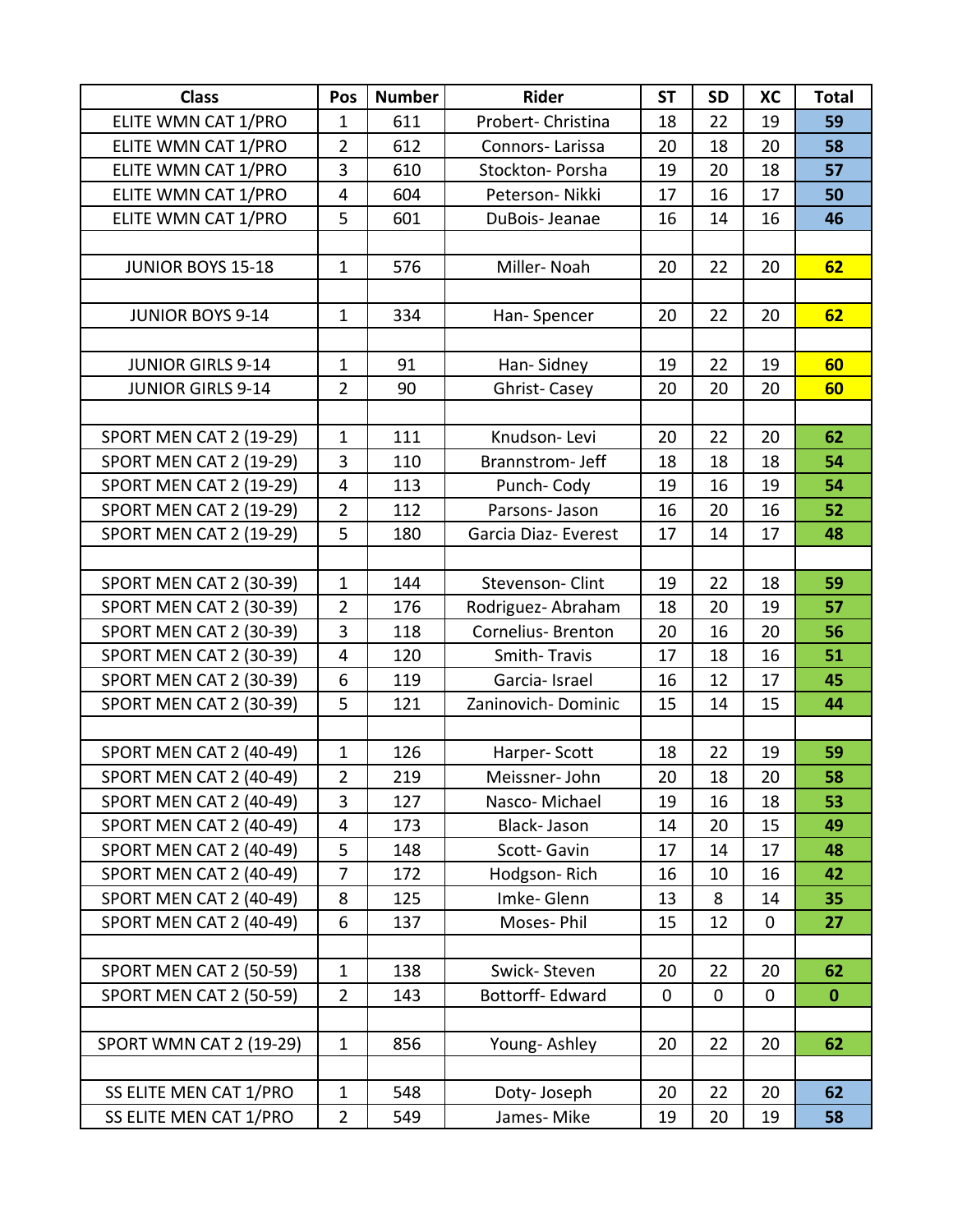| Class | Pos | Number | Rider | ST | SD | XC | Total |
|---|---|---|---|---|---|---|---|
| ELITE WMN CAT 1/PRO | 1 | 611 | Probert- Christina | 18 | 22 | 19 | **59** |
| ELITE WMN CAT 1/PRO | 2 | 612 | Connors- Larissa | 20 | 18 | 20 | **58** |
| ELITE WMN CAT 1/PRO | 3 | 610 | Stockton- Porsha | 19 | 20 | 18 | **57** |
| ELITE WMN CAT 1/PRO | 4 | 604 | Peterson- Nikki | 17 | 16 | 17 | **50** |
| ELITE WMN CAT 1/PRO | 5 | 601 | DuBois- Jeanae | 16 | 14 | 16 | **46** |
| | | | | | | | |
| JUNIOR BOYS 15-18 | 1 | 576 | Miller- Noah | 20 | 22 | 20 | **62** |
| | | | | | | | |
| JUNIOR BOYS 9-14 | 1 | 334 | Han- Spencer | 20 | 22 | 20 | **62** |
| | | | | | | | |
| JUNIOR GIRLS 9-14 | 1 | 91 | Han- Sidney | 19 | 22 | 19 | **60** |
| JUNIOR GIRLS 9-14 | 2 | 90 | Ghrist- Casey | 20 | 20 | 20 | **60** |
| | | | | | | | |
| SPORT MEN CAT 2 (19-29) | 1 | 111 | Knudson- Levi | 20 | 22 | 20 | **62** |
| SPORT MEN CAT 2 (19-29) | 3 | 110 | Brannstrom- Jeff | 18 | 18 | 18 | **54** |
| SPORT MEN CAT 2 (19-29) | 4 | 113 | Punch- Cody | 19 | 16 | 19 | **54** |
| SPORT MEN CAT 2 (19-29) | 2 | 112 | Parsons- Jason | 16 | 20 | 16 | **52** |
| SPORT MEN CAT 2 (19-29) | 5 | 180 | Garcia Diaz- Everest | 17 | 14 | 17 | **48** |
| | | | | | | | |
| SPORT MEN CAT 2 (30-39) | 1 | 144 | Stevenson- Clint | 19 | 22 | 18 | **59** |
| SPORT MEN CAT 2 (30-39) | 2 | 176 | Rodriguez- Abraham | 18 | 20 | 19 | **57** |
| SPORT MEN CAT 2 (30-39) | 3 | 118 | Cornelius- Brenton | 20 | 16 | 20 | **56** |
| SPORT MEN CAT 2 (30-39) | 4 | 120 | Smith- Travis | 17 | 18 | 16 | **51** |
| SPORT MEN CAT 2 (30-39) | 6 | 119 | Garcia- Israel | 16 | 12 | 17 | **45** |
| SPORT MEN CAT 2 (30-39) | 5 | 121 | Zaninovich- Dominic | 15 | 14 | 15 | **44** |
| | | | | | | | |
| SPORT MEN CAT 2 (40-49) | 1 | 126 | Harper- Scott | 18 | 22 | 19 | **59** |
| SPORT MEN CAT 2 (40-49) | 2 | 219 | Meissner- John | 20 | 18 | 20 | **58** |
| SPORT MEN CAT 2 (40-49) | 3 | 127 | Nasco- Michael | 19 | 16 | 18 | **53** |
| SPORT MEN CAT 2 (40-49) | 4 | 173 | Black- Jason | 14 | 20 | 15 | **49** |
| SPORT MEN CAT 2 (40-49) | 5 | 148 | Scott- Gavin | 17 | 14 | 17 | **48** |
| SPORT MEN CAT 2 (40-49) | 7 | 172 | Hodgson- Rich | 16 | 10 | 16 | **42** |
| SPORT MEN CAT 2 (40-49) | 8 | 125 | Imke- Glenn | 13 | 8 | 14 | **35** |
| SPORT MEN CAT 2 (40-49) | 6 | 137 | Moses- Phil | 15 | 12 | 0 | **27** |
| | | | | | | | |
| SPORT MEN CAT 2 (50-59) | 1 | 138 | Swick- Steven | 20 | 22 | 20 | **62** |
| SPORT MEN CAT 2 (50-59) | 2 | 143 | Bottorff- Edward | 0 | 0 | 0 | **0** |
| | | | | | | | |
| SPORT WMN CAT 2 (19-29) | 1 | 856 | Young- Ashley | 20 | 22 | 20 | **62** |
| | | | | | | | |
| SS ELITE MEN CAT 1/PRO | 1 | 548 | Doty- Joseph | 20 | 22 | 20 | **62** |
| SS ELITE MEN CAT 1/PRO | 2 | 549 | James- Mike | 19 | 20 | 19 | **58** |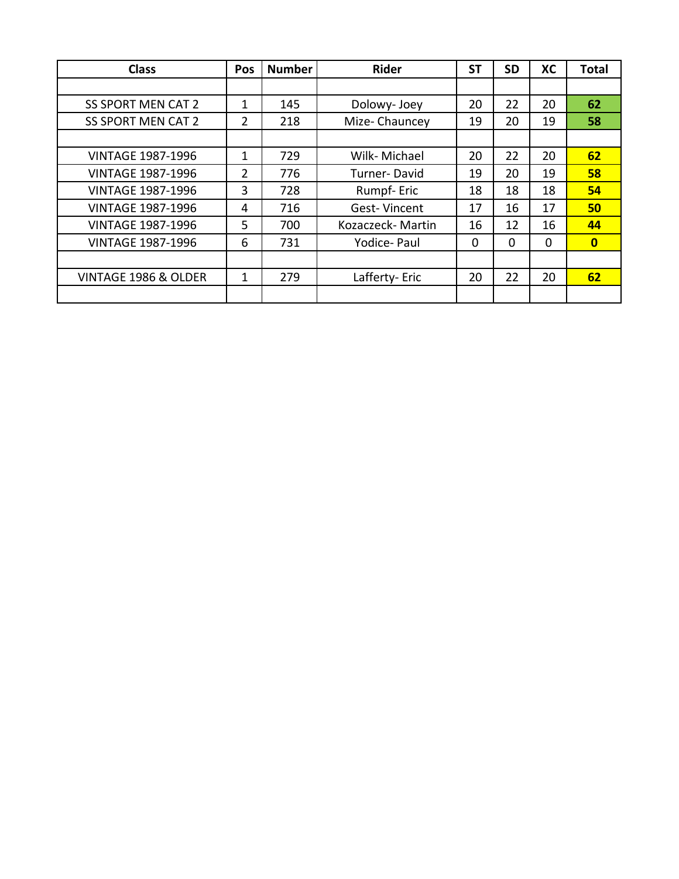| Class | Pos | Number | Rider | ST | SD | XC | Total |
|---|---|---|---|---|---|---|---|
| | | | | | | | |
| SS SPORT MEN CAT 2 | 1 | 145 | Dolowy- Joey | 20 | 22 | 20 | **62** |
| SS SPORT MEN CAT 2 | 2 | 218 | Mize- Chauncey | 19 | 20 | 19 | **58** |
| | | | | | | | |
| VINTAGE 1987-1996 | 1 | 729 | Wilk- Michael | 20 | 22 | 20 | **62** |
| VINTAGE 1987-1996 | 2 | 776 | Turner- David | 19 | 20 | 19 | **58** |
| VINTAGE 1987-1996 | 3 | 728 | Rumpf- Eric | 18 | 18 | 18 | **54** |
| VINTAGE 1987-1996 | 4 | 716 | Gest- Vincent | 17 | 16 | 17 | **50** |
| VINTAGE 1987-1996 | 5 | 700 | Kozaczeck- Martin | 16 | 12 | 16 | **44** |
| VINTAGE 1987-1996 | 6 | 731 | Yodice- Paul | 0 | 0 | 0 | **0** |
| | | | | | | | |
| VINTAGE 1986 & OLDER | 1 | 279 | Lafferty- Eric | 20 | 22 | 20 | **62** |
| | | | | | | | |